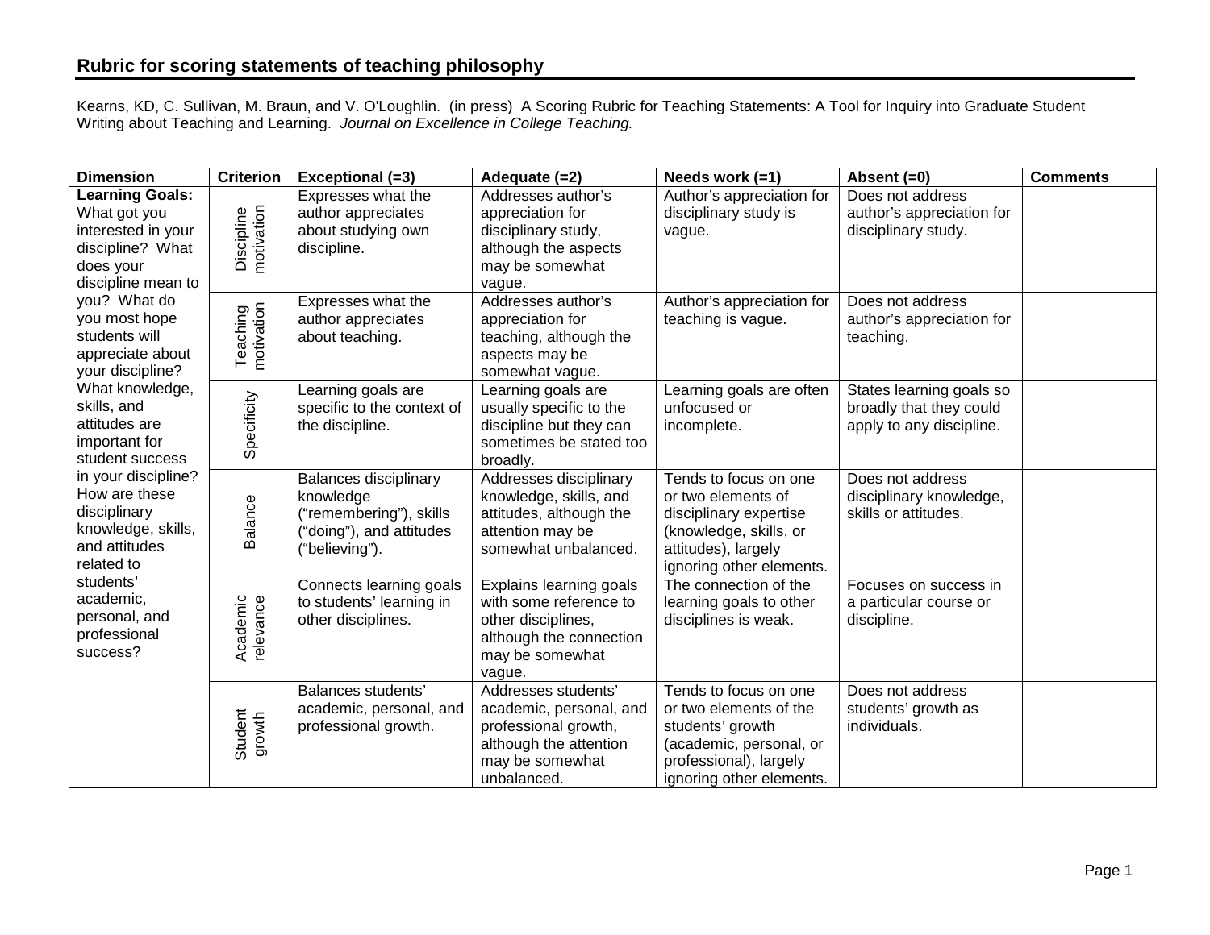## Rubric for scoring statements of teaching philosophy

Kearns, KD, C. Sullivan, M. Braun, and V. O'Loughlin. (in press) A Scoring Rubric for Teaching Statements: A Tool for Inquiry into Graduate Student Writing about Teaching and Learning. *Journal on Excellence in College Teaching.*

| Dimension | Criterion | Exceptional (=3) | Adequate (=2) | Needs work (=1) | Absent (=0) | Comments |
|---|---|---|---|---|---|---|
| **Learning Goals:** What got you interested in your discipline? What does your discipline mean to you? What do you most hope students will appreciate about your discipline? What knowledge, skills, and attitudes are important for student success in your discipline? How are these disciplinary knowledge, skills, and attitudes related to students' academic, personal, and professional success? | Discipline motivation | Expresses what the author appreciates about studying own discipline. | Addresses author's appreciation for disciplinary study, although the aspects may be somewhat vague. | Author's appreciation for disciplinary study is vague. | Does not address author's appreciation for disciplinary study. | |
| | Teaching motivation | Expresses what the author appreciates about teaching. | Addresses author's appreciation for teaching, although the aspects may be somewhat vague. | Author's appreciation for teaching is vague. | Does not address author's appreciation for teaching. | |
| | Specificity | Learning goals are specific to the context of the discipline. | Learning goals are usually specific to the discipline but they can sometimes be stated too broadly. | Learning goals are often unfocused or incomplete. | States learning goals so broadly that they could apply to any discipline. | |
| | Balance | Balances disciplinary knowledge ("remembering"), skills ("doing"), and attitudes ("believing"). | Addresses disciplinary knowledge, skills, and attitudes, although the attention may be somewhat unbalanced. | Tends to focus on one or two elements of disciplinary expertise (knowledge, skills, or attitudes), largely ignoring other elements. | Does not address disciplinary knowledge, skills or attitudes. | |
| | Academic relevance | Connects learning goals to students' learning in other disciplines. | Explains learning goals with some reference to other disciplines, although the connection may be somewhat vague. | The connection of the learning goals to other disciplines is weak. | Focuses on success in a particular course or discipline. | |
| | Student growth | Balances students' academic, personal, and professional growth. | Addresses students' academic, personal, and professional growth, although the attention may be somewhat unbalanced. | Tends to focus on one or two elements of the students' growth (academic, personal, or professional), largely ignoring other elements. | Does not address students' growth as individuals. | |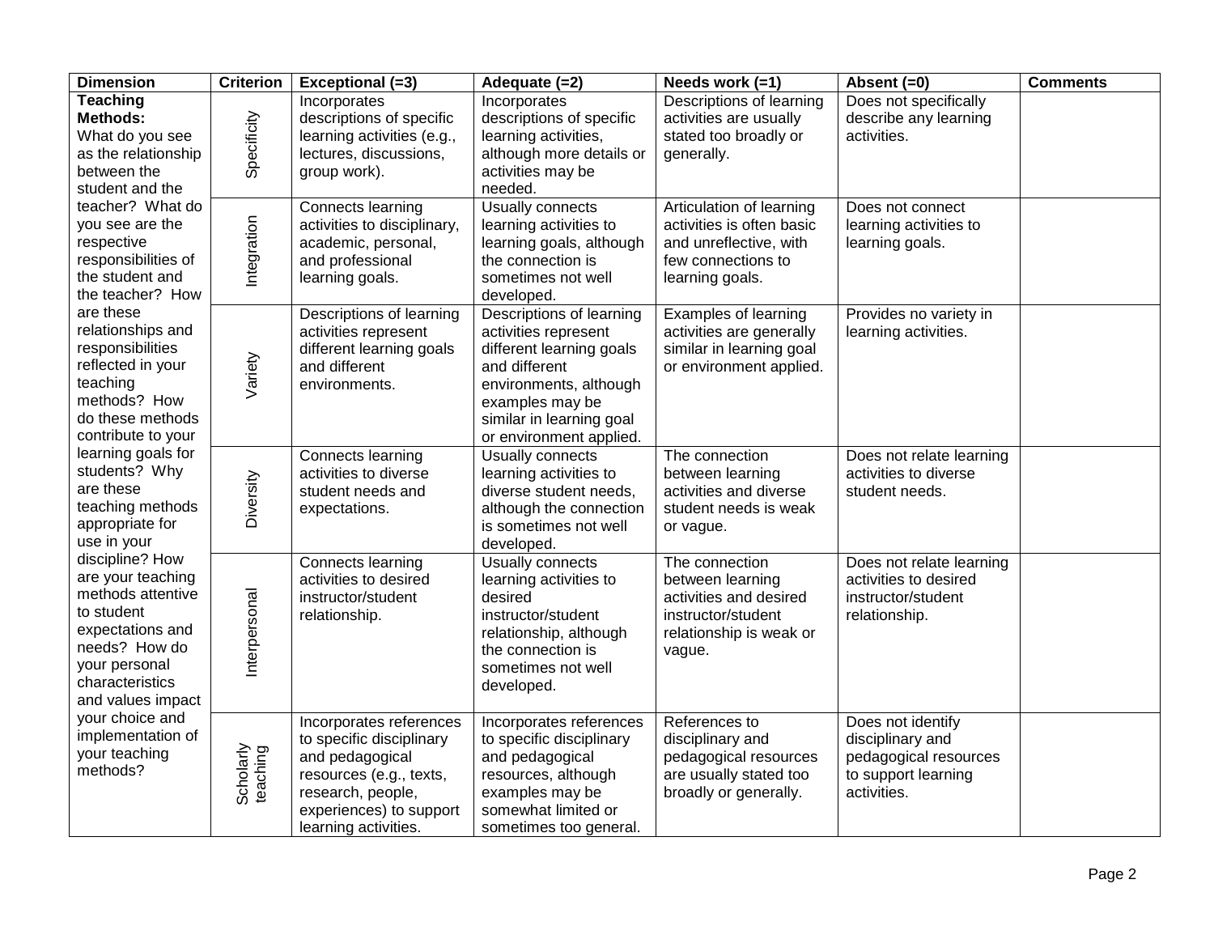| Dimension | Criterion | Exceptional (=3) | Adequate (=2) | Needs work (=1) | Absent (=0) | Comments |
|---|---|---|---|---|---|---|
| **Teaching Methods:** What do you see as the relationship between the student and the teacher? What do you see are the respective responsibilities of the student and the teacher? How are these relationships and responsibilities reflected in your teaching methods? How do these methods contribute to your learning goals for students? Why are these teaching methods appropriate for use in your discipline? How are your teaching methods attentive to student expectations and needs? How do your personal characteristics and values impact your choice and implementation of your teaching methods? | Specificity | Incorporates descriptions of specific learning activities (e.g., lectures, discussions, group work). | Incorporates descriptions of specific learning activities, although more details or activities may be needed. | Descriptions of learning activities are usually stated too broadly or generally. | Does not specifically describe any learning activities. | |
| | Integration | Connects learning activities to disciplinary, academic, personal, and professional learning goals. | Usually connects learning activities to learning goals, although the connection is sometimes not well developed. | Articulation of learning activities is often basic and unreflective, with few connections to learning goals. | Does not connect learning activities to learning goals. | |
| | Variety | Descriptions of learning activities represent different learning goals and different environments. | Descriptions of learning activities represent different learning goals and different environments, although examples may be similar in learning goal or environment applied. | Examples of learning activities are generally similar in learning goal or environment applied. | Provides no variety in learning activities. | |
| | Diversity | Connects learning activities to diverse student needs and expectations. | Usually connects learning activities to diverse student needs, although the connection is sometimes not well developed. | The connection between learning activities and diverse student needs is weak or vague. | Does not relate learning activities to diverse student needs. | |
| | Interpersonal | Connects learning activities to desired instructor/student relationship. | Usually connects learning activities to desired instructor/student relationship, although the connection is sometimes not well developed. | The connection between learning activities and desired instructor/student relationship is weak or vague. | Does not relate learning activities to desired instructor/student relationship. | |
| | Scholarly teaching | Incorporates references to specific disciplinary and pedagogical resources (e.g., texts, research, people, experiences) to support learning activities. | Incorporates references to specific disciplinary and pedagogical resources, although examples may be somewhat limited or sometimes too general. | References to disciplinary and pedagogical resources are usually stated too broadly or generally. | Does not identify disciplinary and pedagogical resources to support learning activities. | |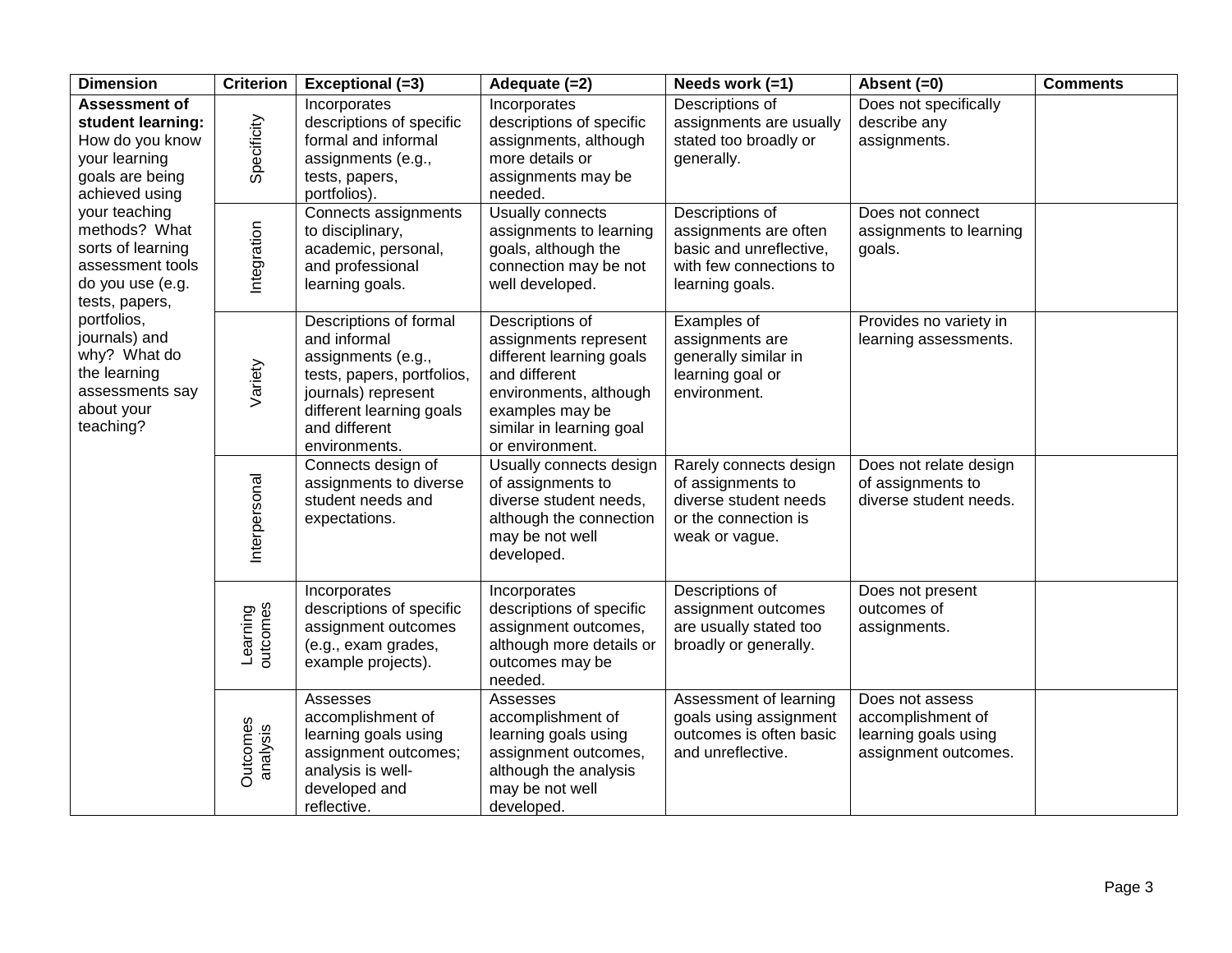| Dimension | Criterion | Exceptional (=3) | Adequate (=2) | Needs work (=1) | Absent (=0) | Comments |
|---|---|---|---|---|---|---|
| **Assessment of student learning:** How do you know your learning goals are being achieved using your teaching methods? What sorts of learning assessment tools do you use (e.g. tests, papers, portfolios, journals) and why? What do the learning assessments say about your teaching? | Specificity | Incorporates descriptions of specific formal and informal assignments (e.g., tests, papers, portfolios). | Incorporates descriptions of specific assignments, although more details or assignments may be needed. | Descriptions of assignments are usually stated too broadly or generally. | Does not specifically describe any assignments. | |
| | Integration | Connects assignments to disciplinary, academic, personal, and professional learning goals. | Usually connects assignments to learning goals, although the connection may be not well developed. | Descriptions of assignments are often basic and unreflective, with few connections to learning goals. | Does not connect assignments to learning goals. | |
| | Variety | Descriptions of formal and informal assignments (e.g., tests, papers, portfolios, journals) represent different learning goals and different environments. | Descriptions of assignments represent different learning goals and different environments, although examples may be similar in learning goal or environment. | Examples of assignments are generally similar in learning goal or environment. | Provides no variety in learning assessments. | |
| | Interpersonal | Connects design of assignments to diverse student needs and expectations. | Usually connects design of assignments to diverse student needs, although the connection may be not well developed. | Rarely connects design of assignments to diverse student needs or the connection is weak or vague. | Does not relate design of assignments to diverse student needs. | |
| | Learning outcomes | Incorporates descriptions of specific assignment outcomes (e.g., exam grades, example projects). | Incorporates descriptions of specific assignment outcomes, although more details or outcomes may be needed. | Descriptions of assignment outcomes are usually stated too broadly or generally. | Does not present outcomes of assignments. | |
| | Outcomes analysis | Assesses accomplishment of learning goals using assignment outcomes; analysis is well-developed and reflective. | Assesses accomplishment of learning goals using assignment outcomes, although the analysis may be not well developed. | Assessment of learning goals using assignment outcomes is often basic and unreflective. | Does not assess accomplishment of learning goals using assignment outcomes. | |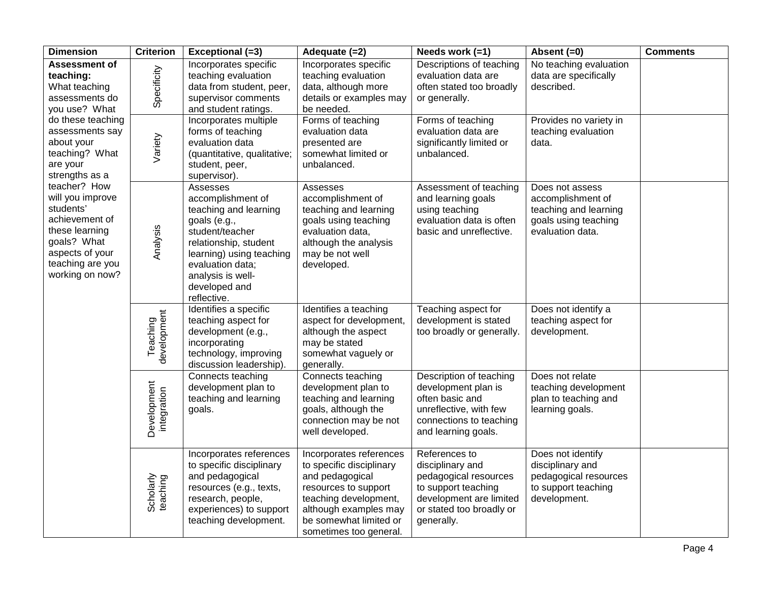| Dimension | Criterion | Exceptional (=3) | Adequate (=2) | Needs work (=1) | Absent (=0) | Comments |
|---|---|---|---|---|---|---|
| **Assessment of teaching:** What teaching assessments do you use? What do these teaching assessments say about your teaching? What are your strengths as a teacher? How will you improve students' achievement of these learning goals? What aspects of your teaching are you working on now? | Specificity | Incorporates specific teaching evaluation data from student, peer, supervisor comments and student ratings. | Incorporates specific teaching evaluation data, although more details or examples may be needed. | Descriptions of teaching evaluation data are often stated too broadly or generally. | No teaching evaluation data are specifically described. | |
| | Variety | Incorporates multiple forms of teaching evaluation data (quantitative, qualitative; student, peer, supervisor). | Forms of teaching evaluation data presented are somewhat limited or unbalanced. | Forms of teaching evaluation data are significantly limited or unbalanced. | Provides no variety in teaching evaluation data. | |
| | Analysis | Assesses accomplishment of teaching and learning goals (e.g., student/teacher relationship, student learning) using teaching evaluation data; analysis is well-developed and reflective. | Assesses accomplishment of teaching and learning goals using teaching evaluation data, although the analysis may be not well developed. | Assessment of teaching and learning goals using teaching evaluation data is often basic and unreflective. | Does not assess accomplishment of teaching and learning goals using teaching evaluation data. | |
| | Teaching development | Identifies a specific teaching aspect for development (e.g., incorporating technology, improving discussion leadership). | Identifies a teaching aspect for development, although the aspect may be stated somewhat vaguely or generally. | Teaching aspect for development is stated too broadly or generally. | Does not identify a teaching aspect for development. | |
| | Development integration | Connects teaching development plan to teaching and learning goals. | Connects teaching development plan to teaching and learning goals, although the connection may be not well developed. | Description of teaching development plan is often basic and unreflective, with few connections to teaching and learning goals. | Does not relate teaching development plan to teaching and learning goals. | |
| | Scholarly teaching | Incorporates references to specific disciplinary and pedagogical resources (e.g., texts, research, people, experiences) to support teaching development. | Incorporates references to specific disciplinary and pedagogical resources to support teaching development, although examples may be somewhat limited or sometimes too general. | References to disciplinary and pedagogical resources to support teaching development are limited or stated too broadly or generally. | Does not identify disciplinary and pedagogical resources to support teaching development. | |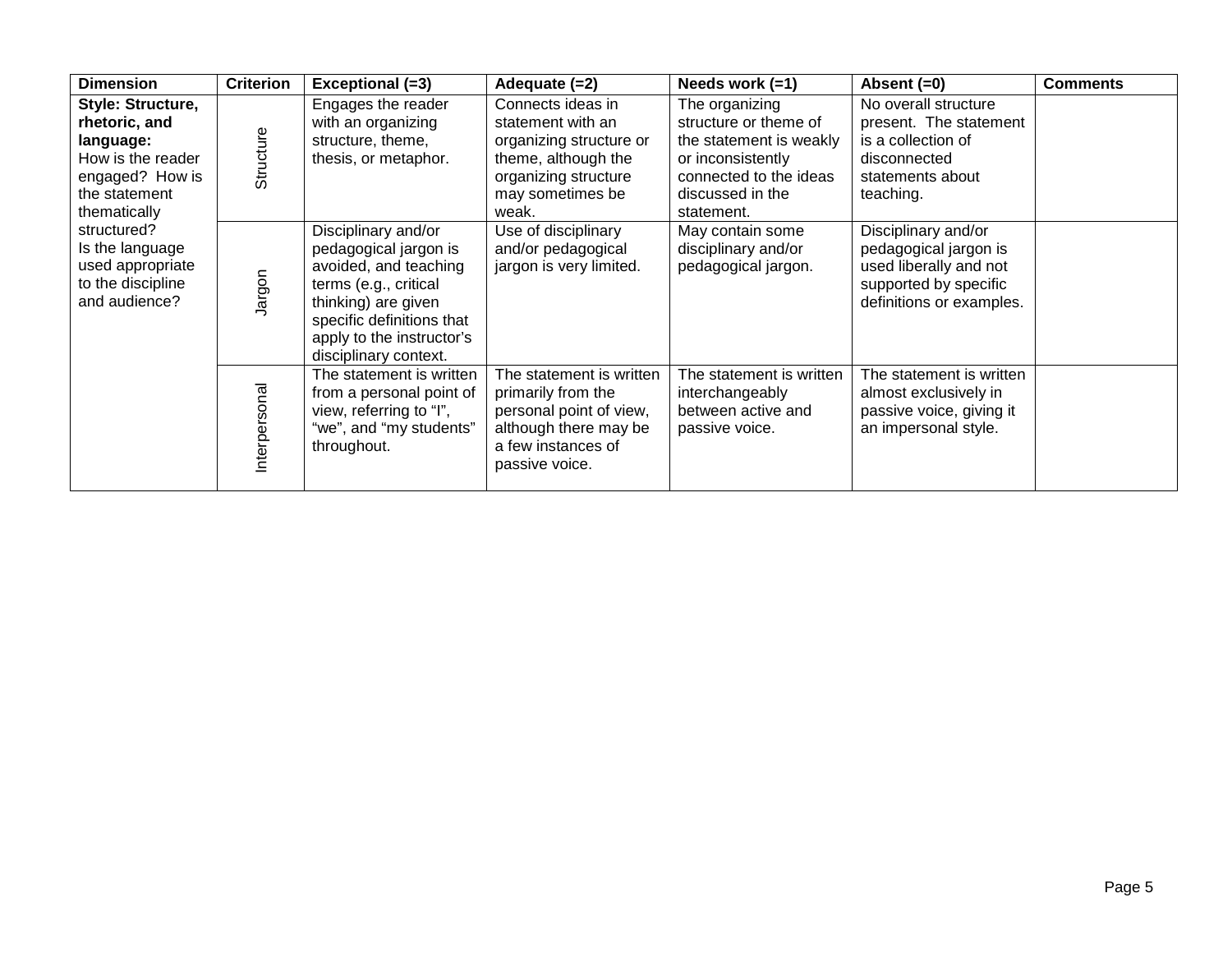| Dimension | Criterion | Exceptional (=3) | Adequate (=2) | Needs work (=1) | Absent (=0) | Comments |
|---|---|---|---|---|---|---|
| **Style: Structure, rhetoric, and language:** How is the reader engaged? How is the statement thematically structured? Is the language used appropriate to the discipline and audience? | Structure | Engages the reader with an organizing structure, theme, thesis, or metaphor. | Connects ideas in statement with an organizing structure or theme, although the organizing structure may sometimes be weak. | The organizing structure or theme of the statement is weakly or inconsistently connected to the ideas discussed in the statement. | No overall structure present. The statement is a collection of disconnected statements about teaching. | |
| | Jargon | Disciplinary and/or pedagogical jargon is avoided, and teaching terms (e.g., critical thinking) are given specific definitions that apply to the instructor's disciplinary context. | Use of disciplinary and/or pedagogical jargon is very limited. | May contain some disciplinary and/or pedagogical jargon. | Disciplinary and/or pedagogical jargon is used liberally and not supported by specific definitions or examples. | |
| | Interpersonal | The statement is written from a personal point of view, referring to "I", "we", and "my students" throughout. | The statement is written primarily from the personal point of view, although there may be a few instances of passive voice. | The statement is written interchangeably between active and passive voice. | The statement is written almost exclusively in passive voice, giving it an impersonal style. | |